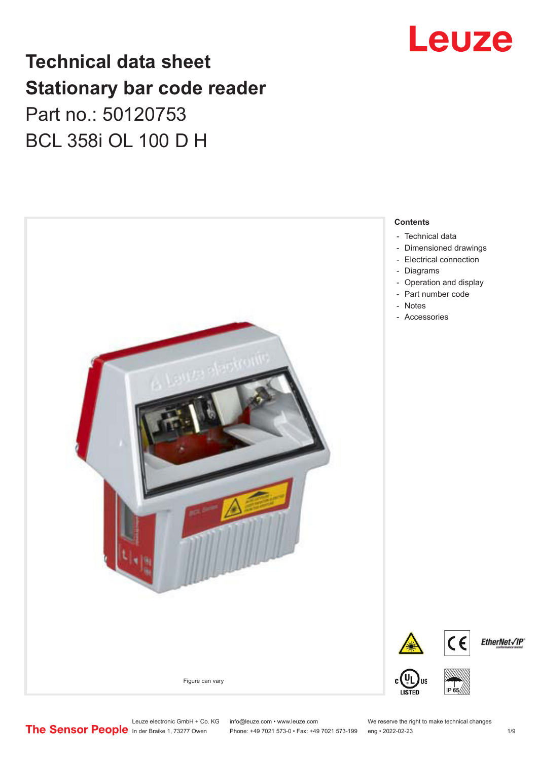# Technical data sheet
# Stationary bar code reader

## Part no.: 50120753

## BCL 358i OL 100 D H

Figure can vary

**Contents**

- Technical data
- Dimensioned drawings
- Electrical connection
- Diagrams
- Operation and display
- Part number code
- Notes
- Accessories

Leuze electronic GmbH + Co. KG
In der Braike 1, 73277 Owen

info@leuze.com • www.leuze.com
Phone: +49 7021 573-0 • Fax: +49 7021 573-199

We reserve the right to make technical changes
eng • 2022-02-23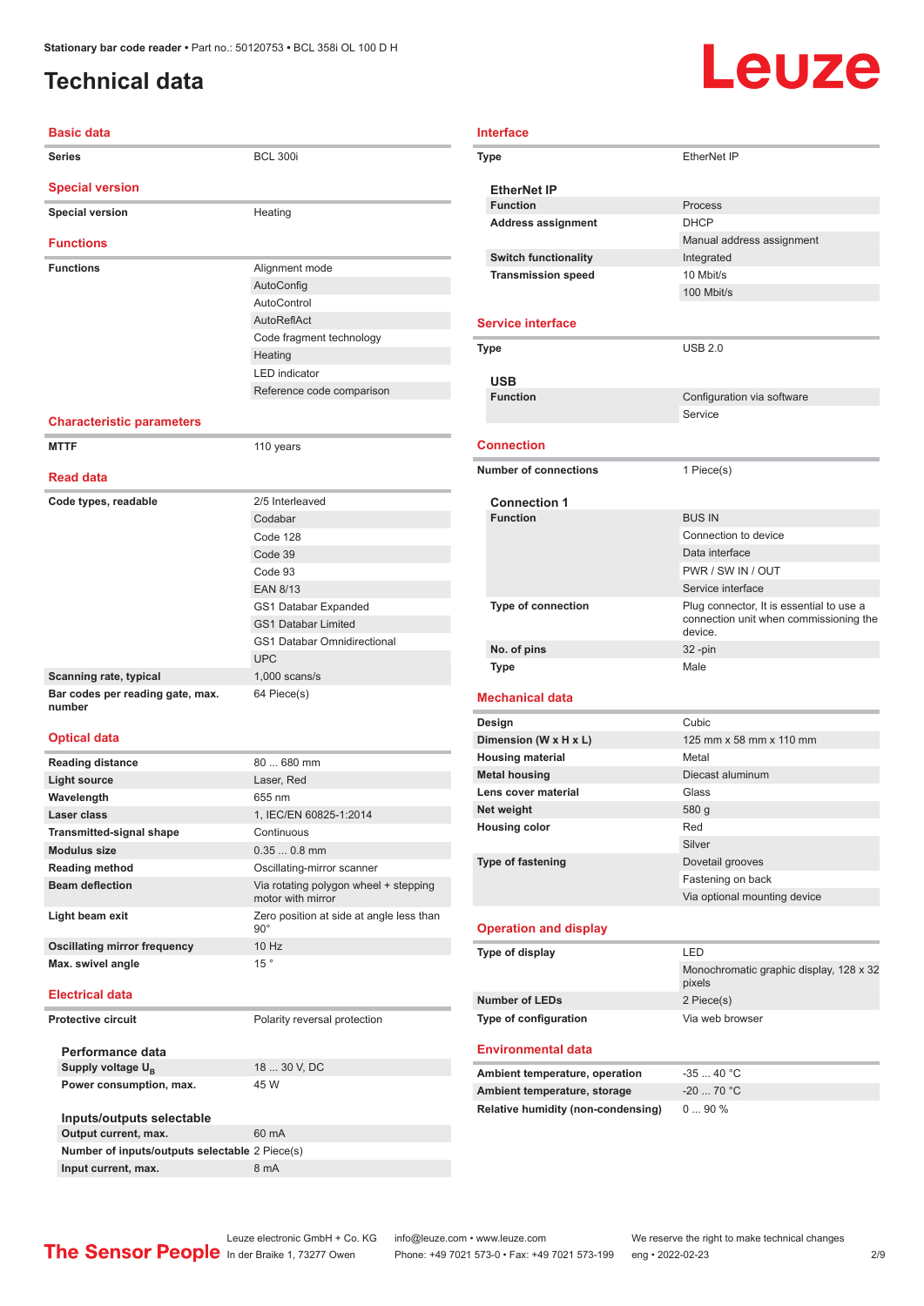# Technical data

## Basic data

| | |
|---|---|
| Series | BCL 300i |

## Special version

| | |
|---|---|
| Special version | Heating |

## Functions

| | |
|---|---|
| Functions | Alignment mode |
| | AutoConfig |
| | AutoControl |
| | AutoReflAct |
| | Code fragment technology |
| | Heating |
| | LED indicator |
| | Reference code comparison |

## Characteristic parameters

| | |
|---|---|
| MTTF | 110 years |

## Read data

| | |
|---|---|
| Code types, readable | 2/5 Interleaved |
| | Codabar |
| | Code 128 |
| | Code 39 |
| | Code 93 |
| | EAN 8/13 |
| | GS1 Databar Expanded |
| | GS1 Databar Limited |
| | GS1 Databar Omnidirectional |
| | UPC |
| Scanning rate, typical | 1,000 scans/s |
| Bar codes per reading gate, max. number | 64 Piece(s) |

## Optical data

| | |
|---|---|
| Reading distance | 80 ... 680 mm |
| Light source | Laser, Red |
| Wavelength | 655 nm |
| Laser class | 1, IEC/EN 60825-1:2014 |
| Transmitted-signal shape | Continuous |
| Modulus size | 0.35 ... 0.8 mm |
| Reading method | Oscillating-mirror scanner |
| Beam deflection | Via rotating polygon wheel + stepping motor with mirror |
| Light beam exit | Zero position at side at angle less than 90° |
| Oscillating mirror frequency | 10 Hz |
| Max. swivel angle | 15 ° |

## Electrical data

| | |
|---|---|
| Protective circuit | Polarity reversal protection |

### Performance data

| | |
|---|---|
| Supply voltage $U_B$ | 18 ... 30 V, DC |
| Power consumption, max. | 45 W |

### Inputs/outputs selectable

| | |
|---|---|
| Output current, max. | 60 mA |
| Number of inputs/outputs selectable | 2 Piece(s) |
| Input current, max. | 8 mA |

## Interface

| | |
|---|---|
| Type | EtherNet IP |

### EtherNet IP

| | |
|---|---|
| Function | Process |
| Address assignment | DHCP |
| | Manual address assignment |
| Switch functionality | Integrated |
| Transmission speed | 10 Mbit/s |
| | 100 Mbit/s |

## Service interface

| | |
|---|---|
| Type | USB 2.0 |

### USB

| | |
|---|---|
| Function | Configuration via software |
| | Service |

## Connection

| | |
|---|---|
| Number of connections | 1 Piece(s) |

### Connection 1

| | |
|---|---|
| Function | BUS IN |
| | Connection to device |
| | Data interface |
| | PWR / SW IN / OUT |
| | Service interface |
| Type of connection | Plug connector, It is essential to use a connection unit when commissioning the device. |
| No. of pins | 32 -pin |
| Type | Male |

## Mechanical data

| | |
|---|---|
| Design | Cubic |
| Dimension (W x H x L) | 125 mm x 58 mm x 110 mm |
| Housing material | Metal |
| Metal housing | Diecast aluminum |
| Lens cover material | Glass |
| Net weight | 580 g |
| Housing color | Red |
| | Silver |
| Type of fastening | Dovetail grooves |
| | Fastening on back |
| | Via optional mounting device |

## Operation and display

| | |
|---|---|
| Type of display | LED |
| | Monochromatic graphic display, 128 x 32 pixels |
| Number of LEDs | 2 Piece(s) |
| Type of configuration | Via web browser |

## Environmental data

| | |
|---|---|
| Ambient temperature, operation | -35 ... 40 °C |
| Ambient temperature, storage | -20 ... 70 °C |
| Relative humidity (non-condensing) | 0 ... 90 % |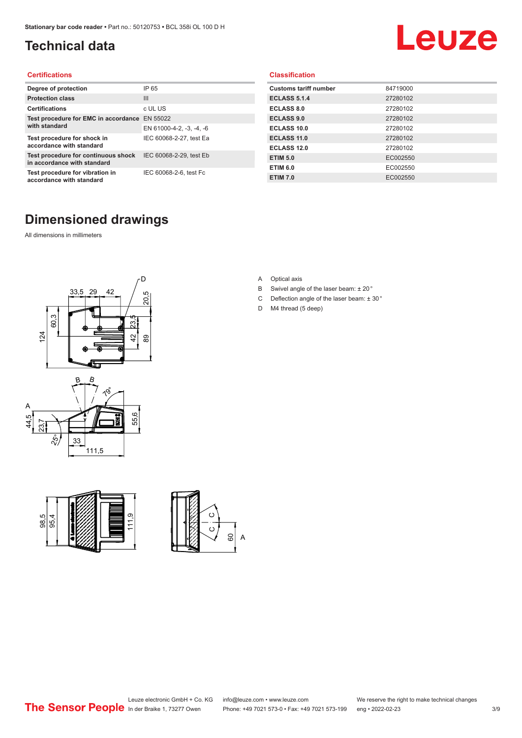## Technical data

### Certifications

| Degree of protection | IP 65 |
|---|---|
| Protection class | III |
| Certifications | c UL US |
| Test procedure for EMC in accordance with standard | EN 55022 |
| | EN 61000-4-2, -3, -4, -6 |
| Test procedure for shock in accordance with standard | IEC 60068-2-27, test Ea |
| Test procedure for continuous shock in accordance with standard | IEC 60068-2-29, test Eb |
| Test procedure for vibration in accordance with standard | IEC 60068-2-6, test Fc |

### Classification

| Customs tariff number | 84719000 |
|---|---|
| ECLASS 5.1.4 | 27280102 |
| ECLASS 8.0 | 27280102 |
| ECLASS 9.0 | 27280102 |
| ECLASS 10.0 | 27280102 |
| ECLASS 11.0 | 27280102 |
| ECLASS 12.0 | 27280102 |
| ETIM 5.0 | EC002550 |
| ETIM 6.0 | EC002550 |
| ETIM 7.0 | EC002550 |

## Dimensioned drawings

All dimensions in millimeters

A Optical axis

B Swivel angle of the laser beam: ± 20 °

C Deflection angle of the laser beam: ± 30 °

D M4 thread (5 deep)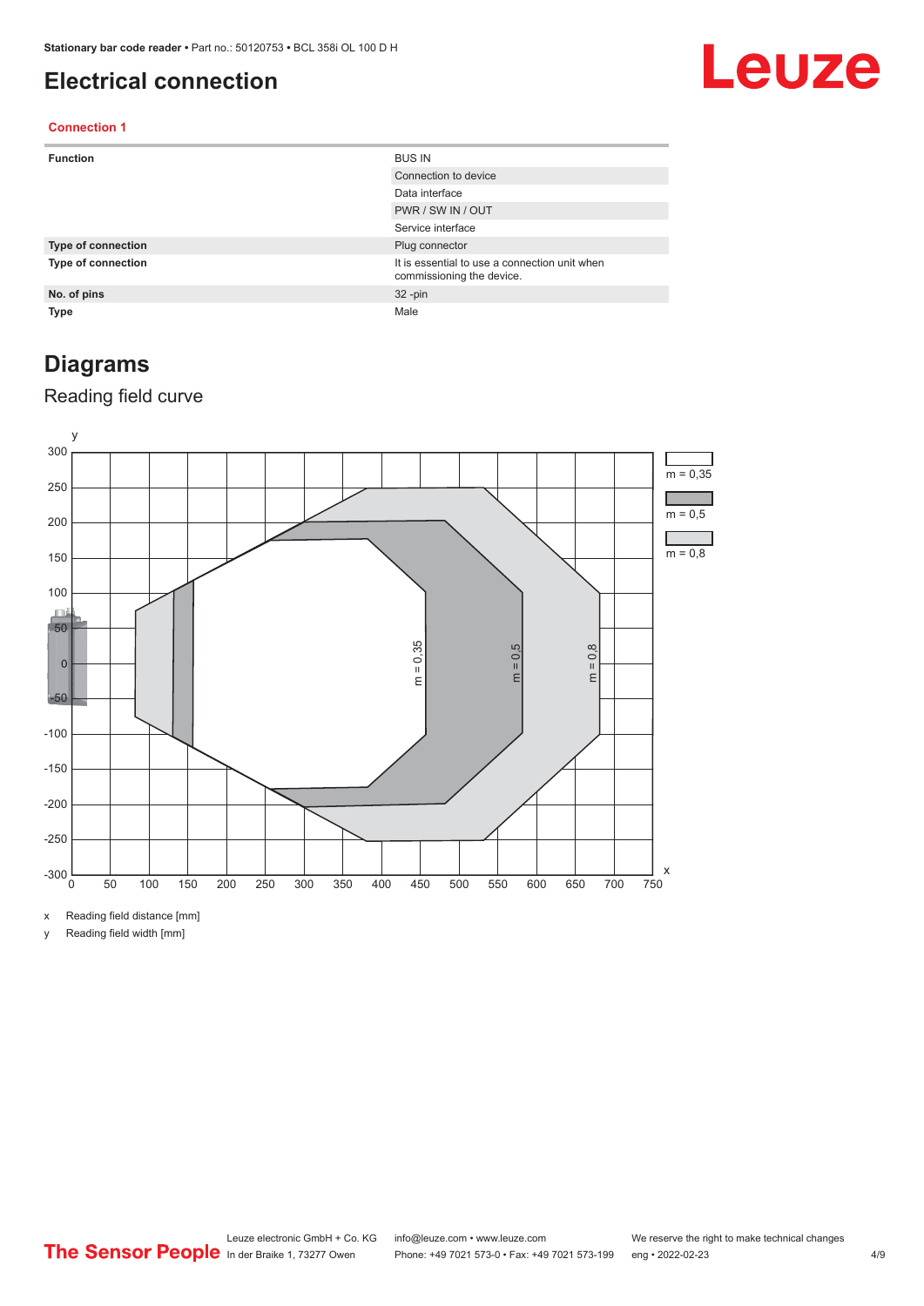# Electrical connection

### Connection 1

| Function | BUS IN |
|---|---|
| | Connection to device |
| | Data interface |
| | PWR / SW IN / OUT |
| | Service interface |
| **Type of connection** | Plug connector |
| **Type of connection** | It is essential to use a connection unit when commissioning the device. |
| **No. of pins** | 32 -pin |
| **Type** | Male |

## Diagrams

### Reading field curve

x Reading field distance [mm]

y Reading field width [mm]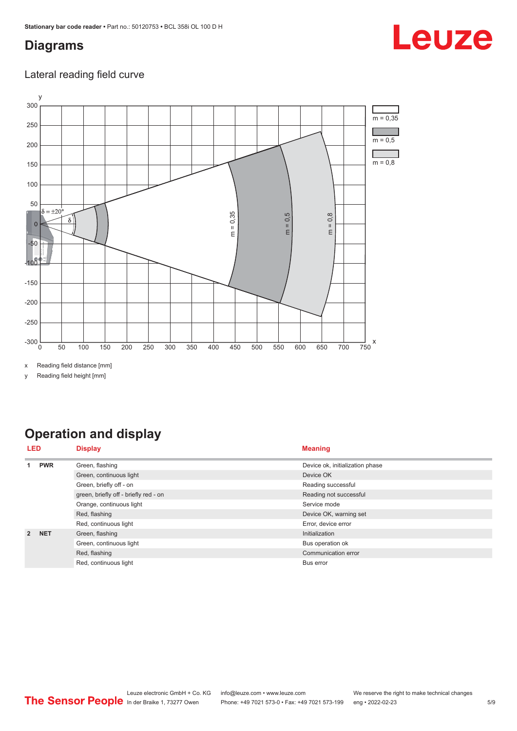## Diagrams

### Lateral reading field curve

x Reading field distance [mm]

y Reading field height [mm]

## Operation and display

| LED | | Display | Meaning |
|---|---|---|---|
| 1 | PWR | Green, flashing | Device ok, initialization phase |
| | | Green, continuous light | Device OK |
| | | Green, briefly off - on | Reading successful |
| | | green, briefly off - briefly red - on | Reading not successful |
| | | Orange, continuous light | Service mode |
| | | Red, flashing | Device OK, warning set |
| | | Red, continuous light | Error, device error |
| 2 | NET | Green, flashing | Initialization |
| | | Green, continuous light | Bus operation ok |
| | | Red, flashing | Communication error |
| | | Red, continuous light | Bus error |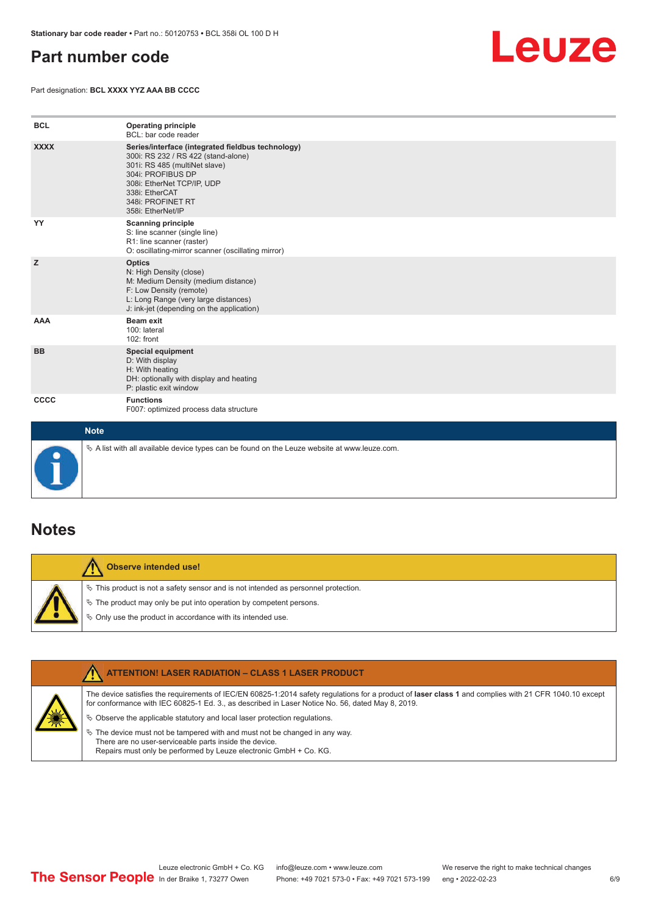## Part number code

Part designation: **BCL XXXX YYZ AAA BB CCCC**

| | |
|---|---|
| **BCL** | **Operating principle**<br>BCL: bar code reader |
| **XXXX** | **Series/interface (integrated fieldbus technology)**<br>300i: RS 232 / RS 422 (stand-alone)<br>301i: RS 485 (multiNet slave)<br>304i: PROFIBUS DP<br>308i: EtherNet TCP/IP, UDP<br>338i: EtherCAT<br>348i: PROFINET RT<br>358i: EtherNet/IP |
| **YY** | **Scanning principle**<br>S: line scanner (single line)<br>R1: line scanner (raster)<br>O: oscillating-mirror scanner (oscillating mirror) |
| **Z** | **Optics**<br>N: High Density (close)<br>M: Medium Density (medium distance)<br>F: Low Density (remote)<br>L: Long Range (very large distances)<br>J: ink-jet (depending on the application) |
| **AAA** | **Beam exit**<br>100: lateral<br>102: front |
| **BB** | **Special equipment**<br>D: With display<br>H: With heating<br>DH: optionally with display and heating<br>P: plastic exit window |
| **CCCC** | **Functions**<br>F007: optimized process data structure |

**Note**

- A list with all available device types can be found on the Leuze website at www.leuze.com.

## Notes

**Observe intended use!**

- This product is not a safety sensor and is not intended as personnel protection.
- The product may only be put into operation by competent persons.
- Only use the product in accordance with its intended use.

**ATTENTION! LASER RADIATION – CLASS 1 LASER PRODUCT**

The device satisfies the requirements of IEC/EN 60825-1:2014 safety regulations for a product of **laser class 1** and complies with 21 CFR 1040.10 except for conformance with IEC 60825-1 Ed. 3., as described in Laser Notice No. 56, dated May 8, 2019.

- Observe the applicable statutory and local laser protection regulations.
- The device must not be tampered with and must not be changed in any way.
  There are no user-serviceable parts inside the device.
  Repairs must only be performed by Leuze electronic GmbH + Co. KG.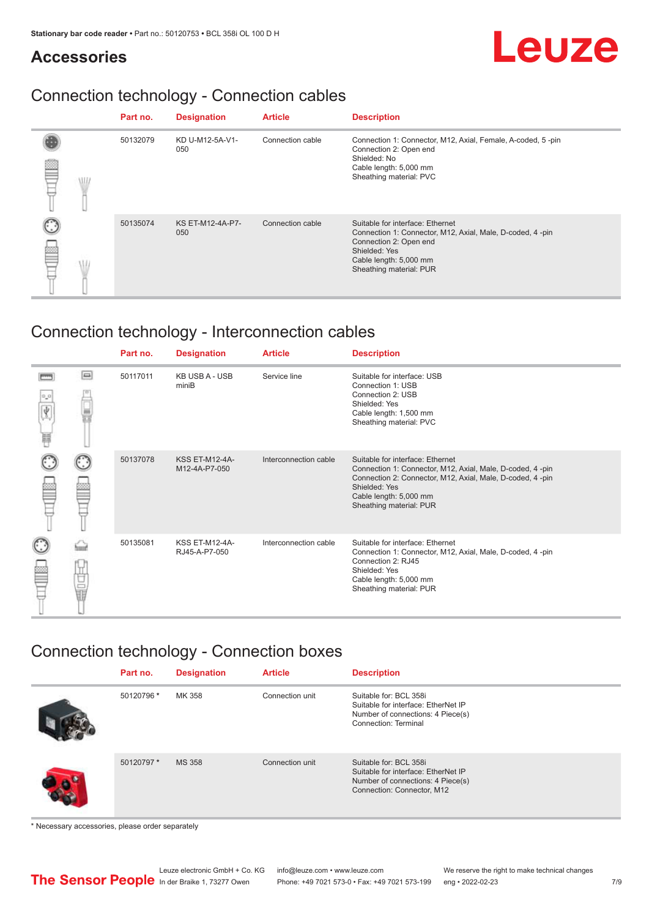## Accessories

### Connection technology - Connection cables

| Part no. | Designation | Article | Description |
|---|---|---|---|
| 50132079 | KD U-M12-5A-V1-050 | Connection cable | Connection 1: Connector, M12, Axial, Female, A-coded, 5 -pin<br>Connection 2: Open end<br>Shielded: No<br>Cable length: 5,000 mm<br>Sheathing material: PVC |
| 50135074 | KS ET-M12-4A-P7-050 | Connection cable | Suitable for interface: Ethernet<br>Connection 1: Connector, M12, Axial, Male, D-coded, 4 -pin<br>Connection 2: Open end<br>Shielded: Yes<br>Cable length: 5,000 mm<br>Sheathing material: PUR |

### Connection technology - Interconnection cables

| Part no. | Designation | Article | Description |
|---|---|---|---|
| 50117011 | KB USB A - USB miniB | Service line | Suitable for interface: USB<br>Connection 1: USB<br>Connection 2: USB<br>Shielded: Yes<br>Cable length: 1,500 mm<br>Sheathing material: PVC |
| 50137078 | KSS ET-M12-4A-M12-4A-P7-050 | Interconnection cable | Suitable for interface: Ethernet<br>Connection 1: Connector, M12, Axial, Male, D-coded, 4 -pin<br>Connection 2: Connector, M12, Axial, Male, D-coded, 4 -pin<br>Shielded: Yes<br>Cable length: 5,000 mm<br>Sheathing material: PUR |
| 50135081 | KSS ET-M12-4A-RJ45-A-P7-050 | Interconnection cable | Suitable for interface: Ethernet<br>Connection 1: Connector, M12, Axial, Male, D-coded, 4 -pin<br>Connection 2: RJ45<br>Shielded: Yes<br>Cable length: 5,000 mm<br>Sheathing material: PUR |

### Connection technology - Connection boxes

| Part no. | Designation | Article | Description |
|---|---|---|---|
| 50120796 * | MK 358 | Connection unit | Suitable for: BCL 358i<br>Suitable for interface: EtherNet IP<br>Number of connections: 4 Piece(s)<br>Connection: Terminal |
| 50120797 * | MS 358 | Connection unit | Suitable for: BCL 358i<br>Suitable for interface: EtherNet IP<br>Number of connections: 4 Piece(s)<br>Connection: Connector, M12 |

* Necessary accessories, please order separately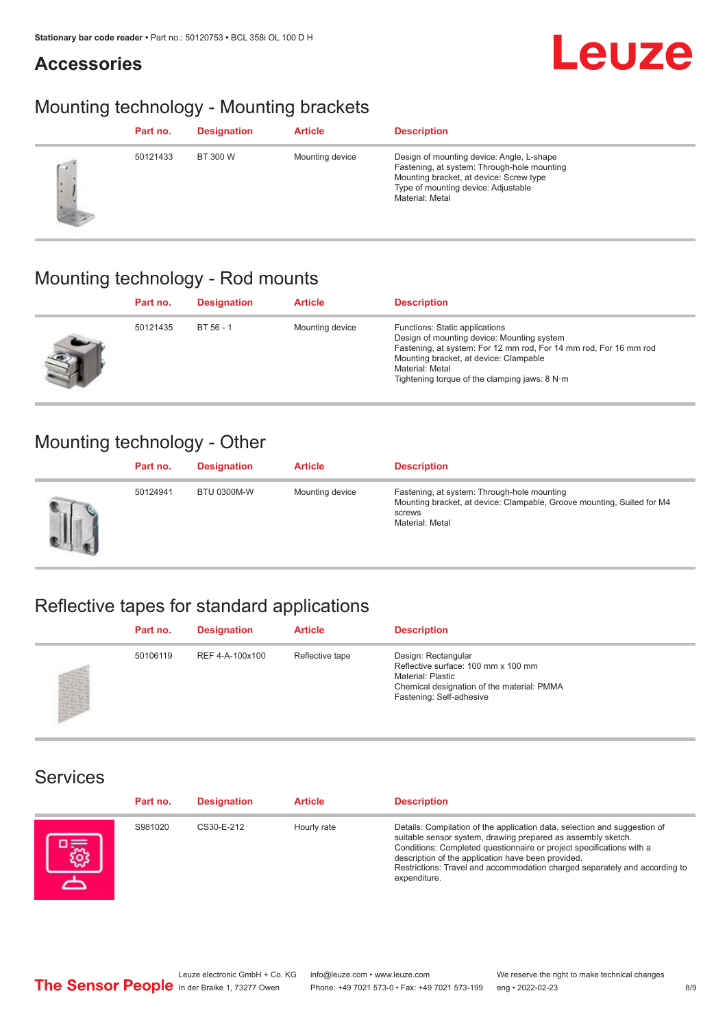## Accessories

## Mounting technology - Mounting brackets

| Part no. | Designation | Article | Description |
|---|---|---|---|
| 50121433 | BT 300 W | Mounting device | Design of mounting device: Angle, L-shape<br>Fastening, at system: Through-hole mounting<br>Mounting bracket, at device: Screw type<br>Type of mounting device: Adjustable<br>Material: Metal |

## Mounting technology - Rod mounts

| Part no. | Designation | Article | Description |
|---|---|---|---|
| 50121435 | BT 56 - 1 | Mounting device | Functions: Static applications<br>Design of mounting device: Mounting system<br>Fastening, at system: For 12 mm rod, For 14 mm rod, For 16 mm rod<br>Mounting bracket, at device: Clampable<br>Material: Metal<br>Tightening torque of the clamping jaws: 8 N·m |

## Mounting technology - Other

| Part no. | Designation | Article | Description |
|---|---|---|---|
| 50124941 | BTU 0300M-W | Mounting device | Fastening, at system: Through-hole mounting<br>Mounting bracket, at device: Clampable, Groove mounting, Suited for M4 screws<br>Material: Metal |

## Reflective tapes for standard applications

| Part no. | Designation | Article | Description |
|---|---|---|---|
| 50106119 | REF 4-A-100x100 | Reflective tape | Design: Rectangular<br>Reflective surface: 100 mm x 100 mm<br>Material: Plastic<br>Chemical designation of the material: PMMA<br>Fastening: Self-adhesive |

## Services

| Part no. | Designation | Article | Description |
|---|---|---|---|
| S981020 | CS30-E-212 | Hourly rate | Details: Compilation of the application data, selection and suggestion of suitable sensor system, drawing prepared as assembly sketch.<br>Conditions: Completed questionnaire or project specifications with a description of the application have been provided.<br>Restrictions: Travel and accommodation charged separately and according to expenditure. |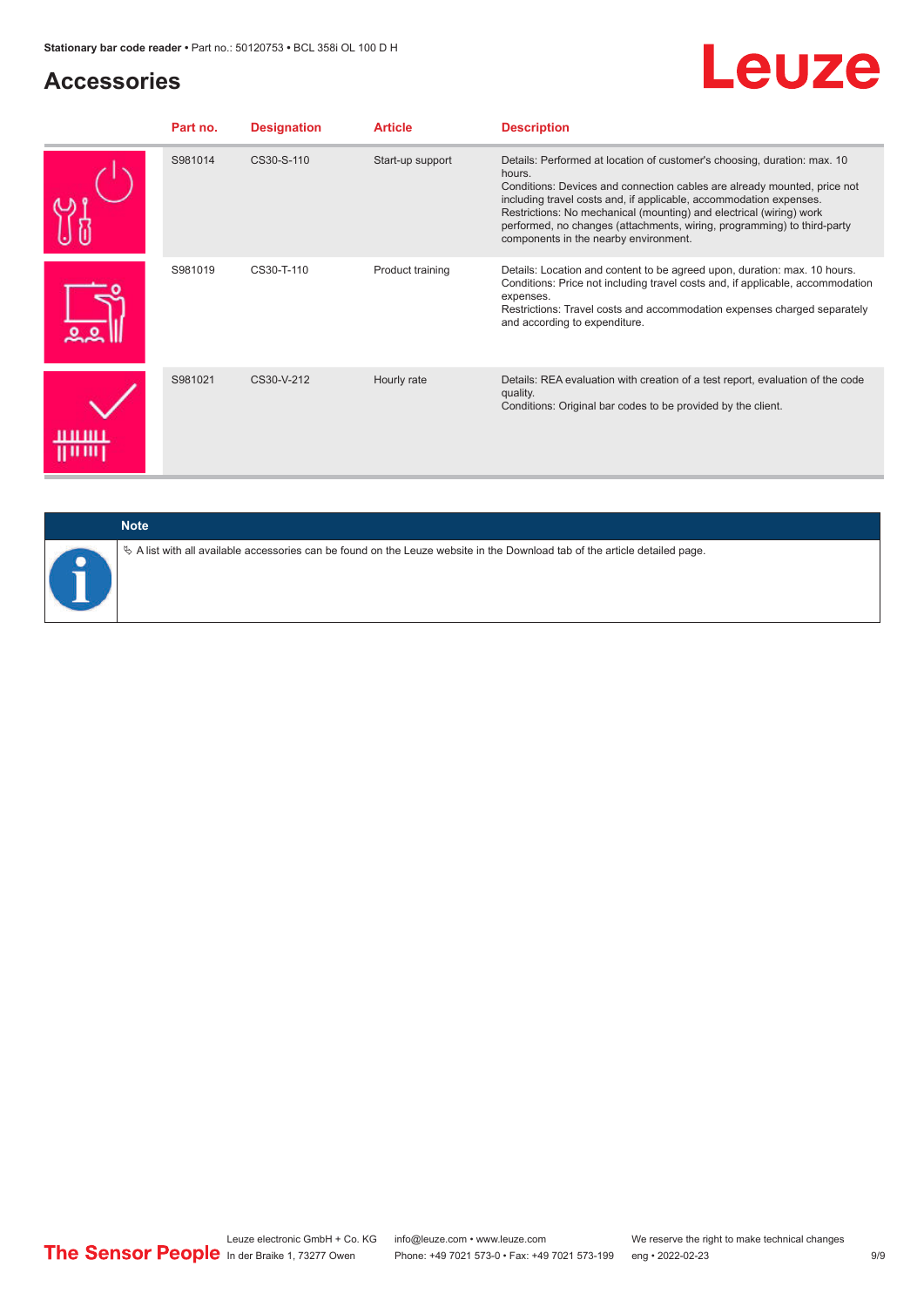## Accessories

| | Part no. | Designation | Article | Description |
|---|---|---|---|---|
| | S981014 | CS30-S-110 | Start-up support | Details: Performed at location of customer's choosing, duration: max. 10 hours.<br>Conditions: Devices and connection cables are already mounted, price not including travel costs and, if applicable, accommodation expenses.<br>Restrictions: No mechanical (mounting) and electrical (wiring) work performed, no changes (attachments, wiring, programming) to third-party components in the nearby environment. |
| | S981019 | CS30-T-110 | Product training | Details: Location and content to be agreed upon, duration: max. 10 hours.<br>Conditions: Price not including travel costs and, if applicable, accommodation expenses.<br>Restrictions: Travel costs and accommodation expenses charged separately and according to expenditure. |
| | S981021 | CS30-V-212 | Hourly rate | Details: REA evaluation with creation of a test report, evaluation of the code quality.<br>Conditions: Original bar codes to be provided by the client. |

**Note**

↳ A list with all available accessories can be found on the Leuze website in the Download tab of the article detailed page.